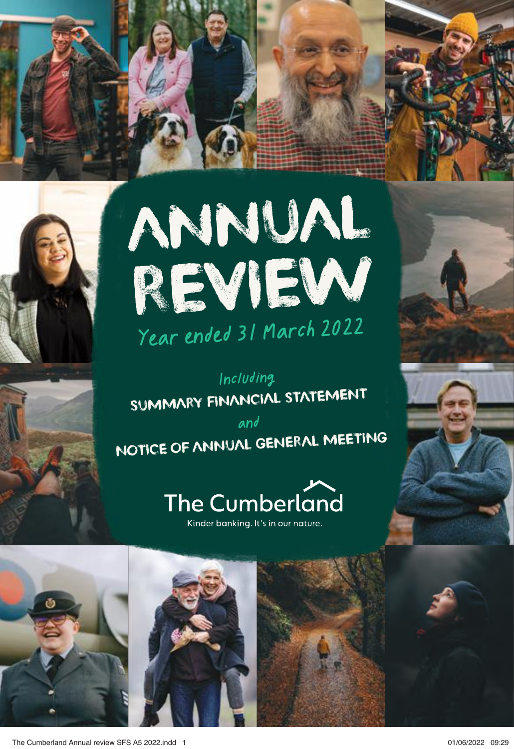# ANNUAL REVIEW

## Year ended 31 March 2022

*Including*

**SUMMARY FINANCIAL STATEMENT**

*and*

**NOTICE OF ANNUAL GENERAL MEETING**

The Cumberland

Kinder banking. It's in our nature.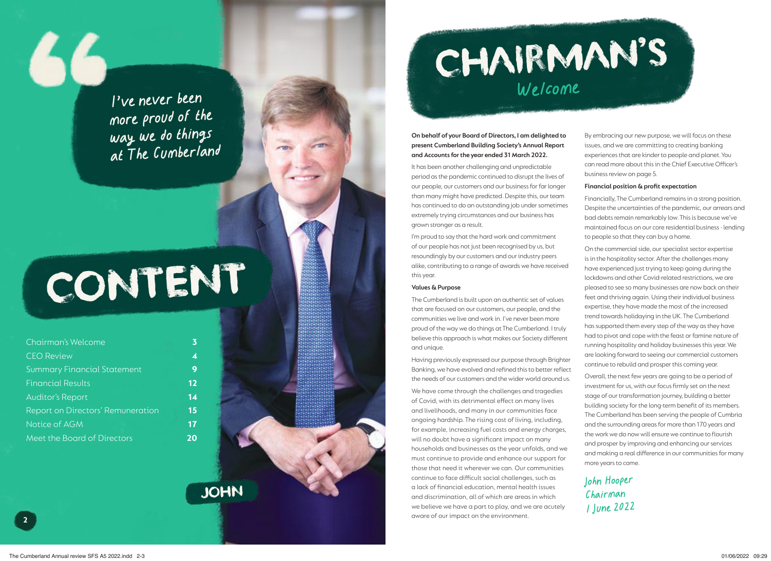> I've never been more proud of the way we do things at The Cumberland

# CONTENT

| | |
|---|---|
| Chairman's Welcome | 3 |
| CEO Review | 4 |
| Summary Financial Statement | 9 |
| Financial Results | 12 |
| Auditor's Report | 14 |
| Report on Directors' Remuneration | 15 |
| Notice of AGM | 17 |
| Meet the Board of Directors | 20 |

JOHN

# CHAIRMAN'S Welcome

**On behalf of your Board of Directors, I am delighted to present Cumberland Building Society's Annual Report and Accounts for the year ended 31 March 2022.**

It has been another challenging and unpredictable period as the pandemic continued to disrupt the lives of our people, our customers and our business for far longer than many might have predicted. Despite this, our team has continued to do an outstanding job under sometimes extremely trying circumstances and our business has grown stronger as a result.

I'm proud to say that the hard work and commitment of our people has not just been recognised by us, but resoundingly by our customers and our industry peers alike, contributing to a range of awards we have received this year.

**Values & Purpose**

The Cumberland is built upon an authentic set of values that are focused on our customers, our people, and the communities we live and work in. I've never been more proud of the way we do things at The Cumberland. I truly believe this approach is what makes our Society different and unique.

Having previously expressed our purpose through Brighter Banking, we have evolved and refined this to better reflect the needs of our customers and the wider world around us.

We have come through the challenges and tragedies of Covid, with its detrimental effect on many lives and livelihoods, and many in our communities face ongoing hardship. The rising cost of living, including, for example, increasing fuel costs and energy charges, will no doubt have a significant impact on many households and businesses as the year unfolds, and we must continue to provide and enhance our support for those that need it wherever we can. Our communities continue to face difficult social challenges, such as a lack of financial education, mental health issues and discrimination, all of which are areas in which we believe we have a part to play, and we are acutely aware of our impact on the environment.

By embracing our new purpose, we will focus on these issues, and we are committing to creating banking experiences that are kinder to people and planet. You can read more about this in the Chief Executive Officer's business review on page 5.

**Financial position & profit expectation**

Financially, The Cumberland remains in a strong position. Despite the uncertainties of the pandemic, our arrears and bad debts remain remarkably low. This is because we've maintained focus on our core residential business - lending to people so that they can buy a home.

On the commercial side, our specialist sector expertise is in the hospitality sector. After the challenges many have experienced just trying to keep going during the lockdowns and other Covid-related restrictions, we are pleased to see so many businesses are now back on their feet and thriving again. Using their individual business expertise, they have made the most of the increased trend towards holidaying in the UK. The Cumberland has supported them every step of the way as they have had to pivot and cope with the feast or famine nature of running hospitality and holiday businesses this year. We are looking forward to seeing our commercial customers continue to rebuild and prosper this coming year.

Overall, the next few years are going to be a period of investment for us, with our focus firmly set on the next stage of our transformation journey, building a better building society for the long-term benefit of its members. The Cumberland has been serving the people of Cumbria and the surrounding areas for more than 170 years and the work we do now will ensure we continue to flourish and prosper by improving and enhancing our services and making a real difference in our communities for many more years to come.

*John Hooper*
*Chairman*
*1 June 2022*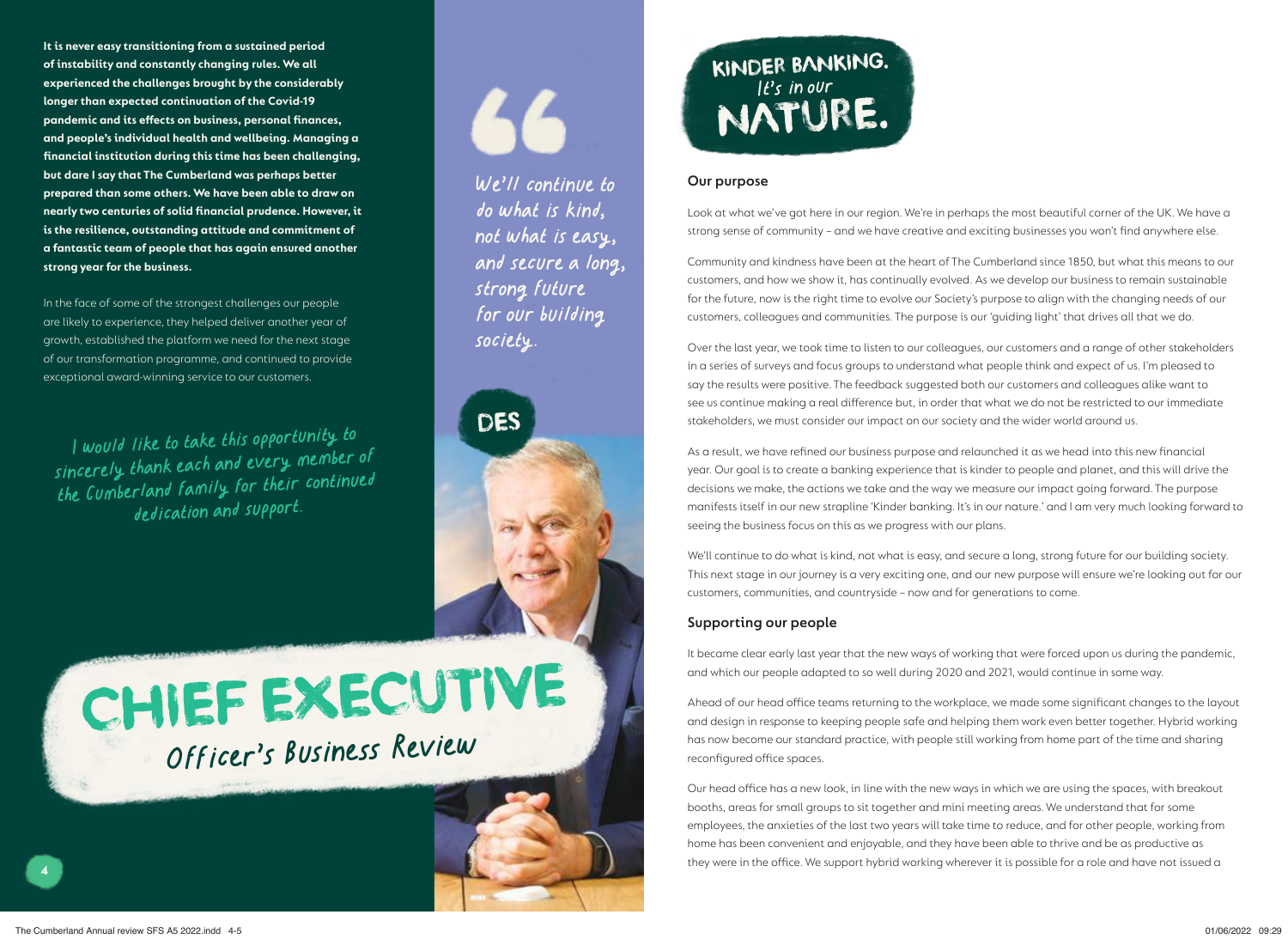# CHIEF EXECUTIVE Officer's Business Review

**It is never easy transitioning from a sustained period of instability and constantly changing rules. We all experienced the challenges brought by the considerably longer than expected continuation of the Covid-19 pandemic and its effects on business, personal finances, and people's individual health and wellbeing. Managing a financial institution during this time has been challenging, but dare I say that The Cumberland was perhaps better prepared than some others. We have been able to draw on nearly two centuries of solid financial prudence. However, it is the resilience, outstanding attitude and commitment of a fantastic team of people that has again ensured another strong year for the business.**

In the face of some of the strongest challenges our people are likely to experience, they helped deliver another year of growth, established the platform we need for the next stage of our transformation programme, and continued to provide exceptional award-winning service to our customers.

*I would like to take this opportunity to sincerely thank each and every member of the Cumberland family for their continued dedication and support.*

> *We'll continue to do what is kind, not what is easy, and secure a long, strong future for our building society.*

DES

KINDER BANKING. It's in our NATURE.

## Our purpose

Look at what we've got here in our region. We're in perhaps the most beautiful corner of the UK. We have a strong sense of community – and we have creative and exciting businesses you won't find anywhere else.

Community and kindness have been at the heart of The Cumberland since 1850, but what this means to our customers, and how we show it, has continually evolved. As we develop our business to remain sustainable for the future, now is the right time to evolve our Society's purpose to align with the changing needs of our customers, colleagues and communities. The purpose is our 'guiding light' that drives all that we do.

Over the last year, we took time to listen to our colleagues, our customers and a range of other stakeholders in a series of surveys and focus groups to understand what people think and expect of us. I'm pleased to say the results were positive. The feedback suggested both our customers and colleagues alike want to see us continue making a real difference but, in order that what we do not be restricted to our immediate stakeholders, we must consider our impact on our society and the wider world around us.

As a result, we have refined our business purpose and relaunched it as we head into this new financial year. Our goal is to create a banking experience that is kinder to people and planet, and this will drive the decisions we make, the actions we take and the way we measure our impact going forward. The purpose manifests itself in our new strapline 'Kinder banking. It's in our nature.' and I am very much looking forward to seeing the business focus on this as we progress with our plans.

We'll continue to do what is kind, not what is easy, and secure a long, strong future for our building society. This next stage in our journey is a very exciting one, and our new purpose will ensure we're looking out for our customers, communities, and countryside – now and for generations to come.

## Supporting our people

It became clear early last year that the new ways of working that were forced upon us during the pandemic, and which our people adapted to so well during 2020 and 2021, would continue in some way.

Ahead of our head office teams returning to the workplace, we made some significant changes to the layout and design in response to keeping people safe and helping them work even better together. Hybrid working has now become our standard practice, with people still working from home part of the time and sharing reconfigured office spaces.

Our head office has a new look, in line with the new ways in which we are using the spaces, with breakout booths, areas for small groups to sit together and mini meeting areas. We understand that for some employees, the anxieties of the last two years will take time to reduce, and for other people, working from home has been convenient and enjoyable, and they have been able to thrive and be as productive as they were in the office. We support hybrid working wherever it is possible for a role and have not issued a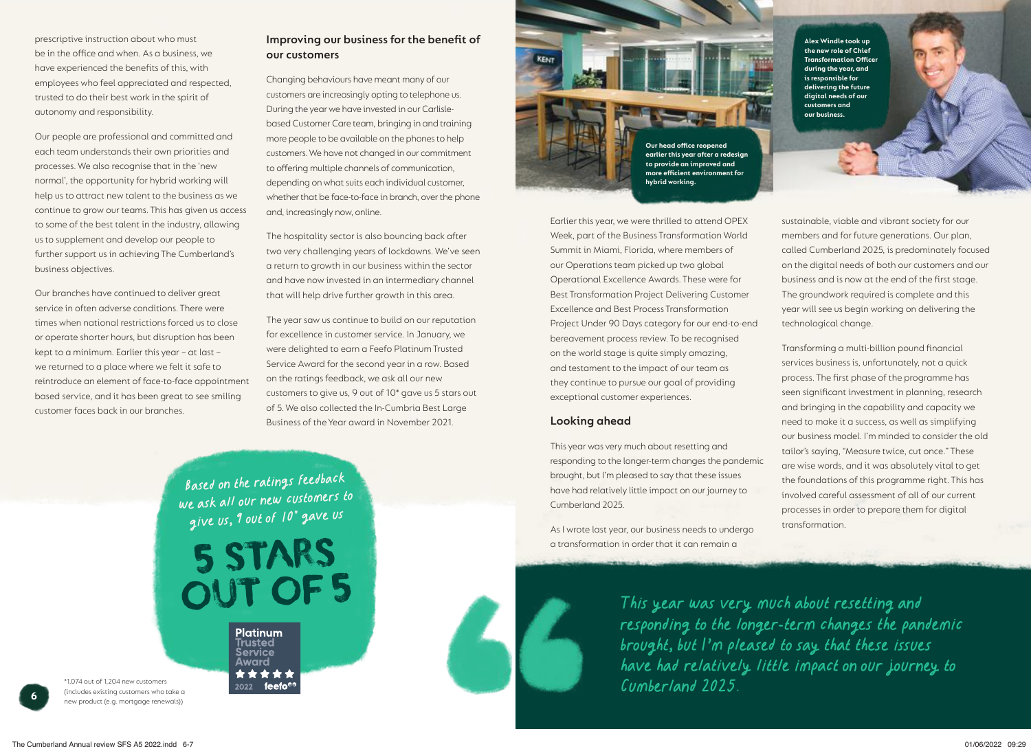prescriptive instruction about who must be in the office and when. As a business, we have experienced the benefits of this, with employees who feel appreciated and respected, trusted to do their best work in the spirit of autonomy and responsibility.

Our people are professional and committed and each team understands their own priorities and processes. We also recognise that in the 'new normal', the opportunity for hybrid working will help us to attract new talent to the business as we continue to grow our teams. This has given us access to some of the best talent in the industry, allowing us to supplement and develop our people to further support us in achieving The Cumberland's business objectives.

Our branches have continued to deliver great service in often adverse conditions. There were times when national restrictions forced us to close or operate shorter hours, but disruption has been kept to a minimum. Earlier this year – at last – we returned to a place where we felt it safe to reintroduce an element of face-to-face appointment based service, and it has been great to see smiling customer faces back in our branches.

## Improving our business for the benefit of our customers

Changing behaviours have meant many of our customers are increasingly opting to telephone us. During the year we have invested in our Carlisle-based Customer Care team, bringing in and training more people to be available on the phones to help customers. We have not changed in our commitment to offering multiple channels of communication, depending on what suits each individual customer, whether that be face-to-face in branch, over the phone and, increasingly now, online.

The hospitality sector is also bouncing back after two very challenging years of lockdowns. We've seen a return to growth in our business within the sector and have now invested in an intermediary channel that will help drive further growth in this area.

The year saw us continue to build on our reputation for excellence in customer service. In January, we were delighted to earn a Feefo Platinum Trusted Service Award for the second year in a row. Based on the ratings feedback, we ask all our new customers to give us, 9 out of 10* gave us 5 stars out of 5. We also collected the In-Cumbria Best Large Business of the Year award in November 2021.

*Based on the ratings feedback we ask all our new customers to give us, 9 out of 10* gave us*

**5 STARS OUT OF 5**

Platinum Trusted Service Award ★★★★★ 2022 feefo

*1,074 out of 1,204 new customers (includes existing customers who take a new product (e.g. mortgage renewals))

Our head office reopened earlier this year after a redesign to provide an improved and more efficient environment for hybrid working.

Alex Windle took up the new role of Chief Transformation Officer during the year, and is responsible for delivering the future digital needs of our customers and our business.

Earlier this year, we were thrilled to attend OPEX Week, part of the Business Transformation World Summit in Miami, Florida, where members of our Operations team picked up two global Operational Excellence Awards. These were for Best Transformation Project Delivering Customer Excellence and Best Process Transformation Project Under 90 Days category for our end-to-end bereavement process review. To be recognised on the world stage is quite simply amazing, and testament to the impact of our team as they continue to pursue our goal of providing exceptional customer experiences.

## Looking ahead

This year was very much about resetting and responding to the longer-term changes the pandemic brought, but I'm pleased to say that these issues have had relatively little impact on our journey to Cumberland 2025.

As I wrote last year, our business needs to undergo a transformation in order that it can remain a sustainable, viable and vibrant society for our members and for future generations. Our plan, called Cumberland 2025, is predominately focused on the digital needs of both our customers and our business and is now at the end of the first stage. The groundwork required is complete and this year will see us begin working on delivering the technological change.

Transforming a multi-billion pound financial services business is, unfortunately, not a quick process. The first phase of the programme has seen significant investment in planning, research and bringing in the capability and capacity we need to make it a success, as well as simplifying our business model. I'm minded to consider the old tailor's saying, "Measure twice, cut once." These are wise words, and it was absolutely vital to get the foundations of this programme right. This has involved careful assessment of all of our current processes in order to prepare them for digital transformation.

> *This year was very much about resetting and responding to the longer-term changes the pandemic brought, but I'm pleased to say that these issues have had relatively little impact on our journey to Cumberland 2025.*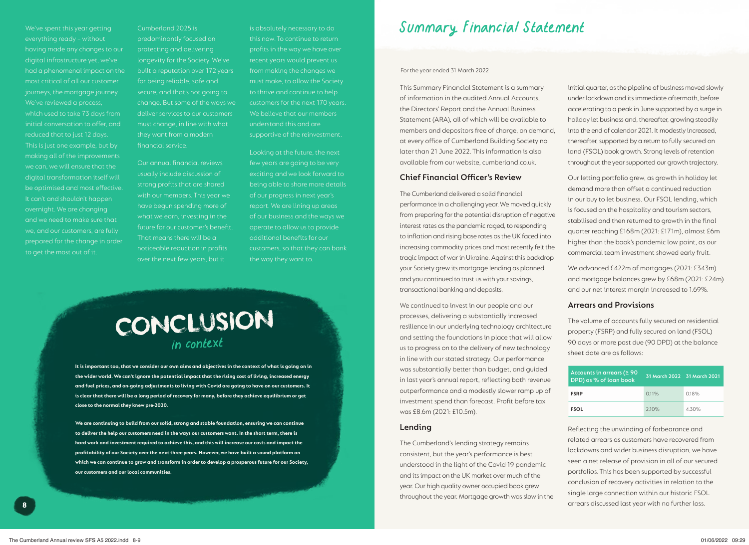We've spent this year getting everything ready – without having made any changes to our digital infrastructure yet, we've had a phenomenal impact on the most critical of all our customer journeys, the mortgage journey. We've reviewed a process, which used to take 73 days from initial conversation to offer, and reduced that to just 12 days. This is just one example, but by making all of the improvements we can, we will ensure that the digital transformation itself will be optimised and most effective. It can't and shouldn't happen overnight. We are changing and we need to make sure that we, and our customers, are fully prepared for the change in order to get the most out of it.

Cumberland 2025 is predominantly focused on protecting and delivering longevity for the Society. We've built a reputation over 172 years for being reliable, safe and secure, and that's not going to change. But some of the ways we deliver services to our customers must change, in line with what they want from a modern financial service.

Our annual financial reviews usually include discussion of strong profits that are shared with our members. This year we have begun spending more of what we earn, investing in the future for our customer's benefit. That means there will be a noticeable reduction in profits over the next few years, but it is absolutely necessary to do this now. To continue to return profits in the way we have over recent years would prevent us from making the changes we must make, to allow the Society to thrive and continue to help customers for the next 170 years. We believe that our members understand this and are supportive of the reinvestment.

Looking at the future, the next few years are going to be very exciting and we look forward to being able to share more details of our progress in next year's report. We are lining up areas of our business and the ways we operate to allow us to provide additional benefits for our customers, so that they can bank the way they want to.

## CONCLUSION *in context*

**It is important too, that we consider our own aims and objectives in the context of what is going on in the wider world. We can't ignore the potential impact that the rising cost of living, increased energy and fuel prices, and on-going adjustments to living with Covid are going to have on our customers. It is clear that there will be a long period of recovery for many, before they achieve equilibrium or get close to the normal they knew pre-2020.**

**We are continuing to build from our solid, strong and stable foundation, ensuring we can continue to deliver the help our customers need in the ways our customers want. In the short term, there is hard work and investment required to achieve this, and this will increase our costs and impact the profitability of our Society over the next three years. However, we have built a sound platform on which we can continue to grow and transform in order to develop a prosperous future for our Society, our customers and our local communities.**

# Summary Financial Statement

For the year ended 31 March 2022

This Summary Financial Statement is a summary of information in the audited Annual Accounts, the Directors' Report and the Annual Business Statement (ARA), all of which will be available to members and depositors free of charge, on demand, at every office of Cumberland Building Society no later than 21 June 2022. This information is also available from our website, cumberland.co.uk.

### Chief Financial Officer's Review

The Cumberland delivered a solid financial performance in a challenging year. We moved quickly from preparing for the potential disruption of negative interest rates as the pandemic raged, to responding to inflation and rising base rates as the UK faced into increasing commodity prices and most recently felt the tragic impact of war in Ukraine. Against this backdrop your Society grew its mortgage lending as planned and you continued to trust us with your savings, transactional banking and deposits.

We continued to invest in our people and our processes, delivering a substantially increased resilience in our underlying technology architecture and setting the foundations in place that will allow us to progress on to the delivery of new technology in line with our stated strategy. Our performance was substantially better than budget, and guided in last year's annual report, reflecting both revenue outperformance and a modestly slower ramp up of investment spend than forecast. Profit before tax was £8.6m (2021: £10.5m).

### Lending

The Cumberland's lending strategy remains consistent, but the year's performance is best understood in the light of the Covid-19 pandemic and its impact on the UK market over much of the year. Our high quality owner occupied book grew throughout the year. Mortgage growth was slow in the initial quarter, as the pipeline of business moved slowly under lockdown and its immediate aftermath, before accelerating to a peak in June supported by a surge in holiday let business and, thereafter, growing steadily into the end of calendar 2021. It modestly increased, thereafter, supported by a return to fully secured on land (FSOL) book growth. Strong levels of retention throughout the year supported our growth trajectory.

Our letting portfolio grew, as growth in holiday let demand more than offset a continued reduction in our buy to let business. Our FSOL lending, which is focused on the hospitality and tourism sectors, stabilised and then returned to growth in the final quarter reaching £168m (2021: £171m), almost £6m higher than the book's pandemic low point, as our commercial team investment showed early fruit.

We advanced £422m of mortgages (2021: £343m) and mortgage balances grew by £68m (2021: £24m) and our net interest margin increased to 1.69%.

### Arrears and Provisions

The volume of accounts fully secured on residential property (FSRP) and fully secured on land (FSOL) 90 days or more past due (90 DPD) at the balance sheet date are as follows:

| Accounts in arrears (≥ 90 DPD) as % of loan book | 31 March 2022 | 31 March 2021 |
|---|---|---|
| FSRP | 0.11% | 0.18% |
| FSOL | 2.10% | 4.30% |

Reflecting the unwinding of forbearance and related arrears as customers have recovered from lockdowns and wider business disruption, we have seen a net release of provision in all of our secured portfolios. This has been supported by successful conclusion of recovery activities in relation to the single large connection within our historic FSOL arrears discussed last year with no further loss.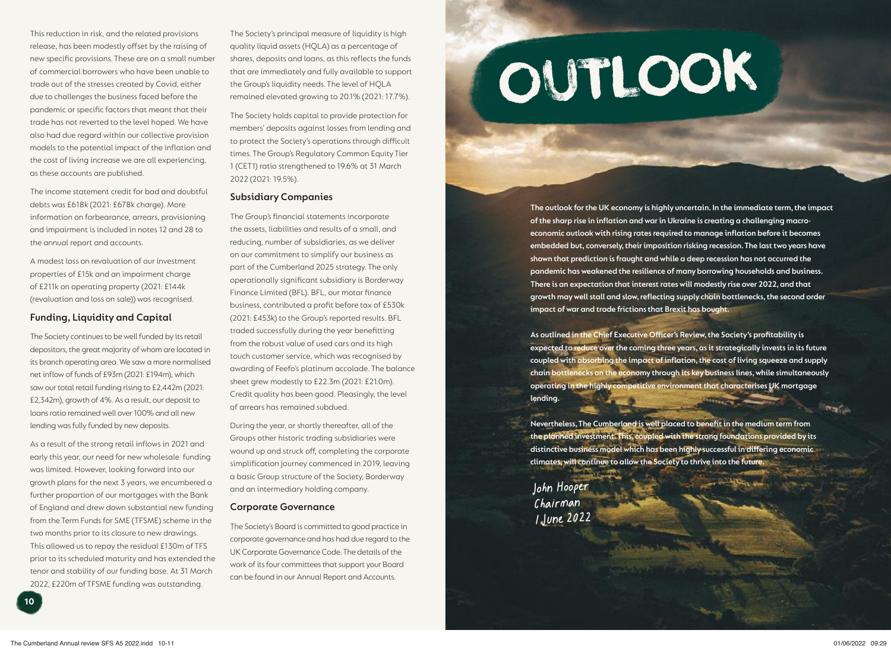This reduction in risk, and the related provisions release, has been modestly offset by the raising of new specific provisions. These are on a small number of commercial borrowers who have been unable to trade out of the stresses created by Covid, either due to challenges the business faced before the pandemic or specific factors that meant that their trade has not reverted to the level hoped. We have also had due regard within our collective provision models to the potential impact of the inflation and the cost of living increase we are all experiencing, as these accounts are published.

The income statement credit for bad and doubtful debts was £618k (2021: £678k charge). More information on forbearance, arrears, provisioning and impairment is included in notes 12 and 28 to the annual report and accounts.

A modest loss on revaluation of our investment properties of £15k and an impairment charge of £211k on operating property (2021: £144k (revaluation and loss on sale)) was recognised.

### Funding, Liquidity and Capital

The Society continues to be well funded by its retail depositors, the great majority of whom are located in its branch operating area. We saw a more normalised net inflow of funds of £93m (2021: £194m), which saw our total retail funding rising to £2,442m (2021: £2,342m), growth of 4%. As a result, our deposit to loans ratio remained well over 100% and all new lending was fully funded by new deposits.

As a result of the strong retail inflows in 2021 and early this year, our need for new wholesale funding was limited. However, looking forward into our growth plans for the next 3 years, we encumbered a further proportion of our mortgages with the Bank of England and drew down substantial new funding from the Term Funds for SME (TFSME) scheme in the two months prior to its closure to new drawings. This allowed us to repay the residual £130m of TFS prior to its scheduled maturity and has extended the tenor and stability of our funding base. At 31 March 2022, £220m of TFSME funding was outstanding.

The Society's principal measure of liquidity is high quality liquid assets (HQLA) as a percentage of shares, deposits and loans, as this reflects the funds that are immediately and fully available to support the Group's liquidity needs. The level of HQLA remained elevated growing to 20.1% (2021: 17.7%).

The Society holds capital to provide protection for members' deposits against losses from lending and to protect the Society's operations through difficult times. The Group's Regulatory Common Equity Tier 1 (CET1) ratio strengthened to 19.6% at 31 March 2022 (2021: 19.5%).

### Subsidiary Companies

The Group's financial statements incorporate the assets, liabilities and results of a small, and reducing, number of subsidiaries, as we deliver on our commitment to simplify our business as part of the Cumberland 2025 strategy. The only operationally significant subsidiary is Borderway Finance Limited (BFL). BFL, our motor finance business, contributed a profit before tax of £530k (2021: £453k) to the Group's reported results. BFL traded successfully during the year benefitting from the robust value of used cars and its high touch customer service, which was recognised by awarding of Feefo's platinum accolade. The balance sheet grew modestly to £22.3m (2021: £21.0m). Credit quality has been good. Pleasingly, the level of arrears has remained subdued.

During the year, or shortly thereafter, all of the Groups other historic trading subsidiaries were wound up and struck off, completing the corporate simplification journey commenced in 2019, leaving a basic Group structure of the Society, Borderway and an intermediary holding company.

### Corporate Governance

The Society's Board is committed to good practice in corporate governance and has had due regard to the UK Corporate Governance Code. The details of the work of its four committees that support your Board can be found in our Annual Report and Accounts.

## OUTLOOK

**The outlook for the UK economy is highly uncertain. In the immediate term, the impact of the sharp rise in inflation and war in Ukraine is creating a challenging macro-economic outlook with rising rates required to manage inflation before it becomes embedded but, conversely, their imposition risking recession. The last two years have shown that prediction is fraught and while a deep recession has not occurred the pandemic has weakened the resilience of many borrowing households and business. There is an expectation that interest rates will modestly rise over 2022, and that growth may well stall and slow, reflecting supply chain bottlenecks, the second order impact of war and trade frictions that Brexit has bought.**

**As outlined in the Chief Executive Officer's Review, the Society's profitability is expected to reduce over the coming three years, as it strategically invests in its future coupled with absorbing the impact of inflation, the cost of living squeeze and supply chain bottlenecks on the economy through its key business lines, while simultaneously operating in the highly competitive environment that characterises UK mortgage lending.**

**Nevertheless, The Cumberland is well placed to benefit in the medium term from the planned investment. This, coupled with the strong foundations provided by its distinctive business model which has been highly successful in differing economic climates, will continue to allow the Society to thrive into the future.**

John Hooper
Chairman
1 June 2022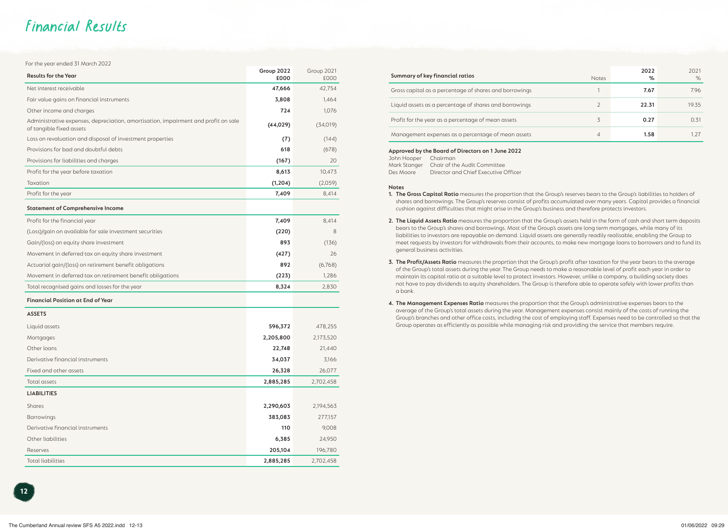# Financial Results

For the year ended 31 March 2022

| Results for the Year | Group 2022 £000 | Group 2021 £000 |
|---|---|---|
| Net interest receivable | **47,666** | 42,754 |
| Fair value gains on financial instruments | **3,808** | 1,464 |
| Other income and charges | **724** | 1,076 |
| Administrative expenses, depreciation, amortisation, impairment and profit on sale of tangible fixed assets | **(44,029)** | (34,019) |
| Loss on revaluation and disposal of investment properties | **(7)** | (144) |
| Provisions for bad and doubtful debts | **618** | (678) |
| Provisions for liabilities and charges | **(167)** | 20 |
| Profit for the year before taxation | **8,613** | 10,473 |
| Taxation | **(1,204)** | (2,059) |
| Profit for the year | **7,409** | 8,414 |
| **Statement of Comprehensive Income** | | |
| Profit for the financial year | **7,409** | 8,414 |
| (Loss)/gain on available for sale investment securities | **(220)** | 8 |
| Gain/(loss) on equity share investment | **893** | (136) |
| Movement in deferred tax on equity share investment | **(427)** | 26 |
| Actuarial gain/(loss) on retirement benefit obligations | **892** | (6,768) |
| Movement in deferred tax on retirement benefit obligations | **(223)** | 1,286 |
| Total recognised gains and losses for the year | **8,324** | 2,830 |
| **Financial Position at End of Year** | | |
| **ASSETS** | | |
| Liquid assets | **596,372** | 478,255 |
| Mortgages | **2,205,800** | 2,173,520 |
| Other loans | **22,748** | 21,440 |
| Derivative financial instruments | **34,037** | 3,166 |
| Fixed and other assets | **26,328** | 26,077 |
| Total assets | **2,885,285** | 2,702,458 |
| **LIABILITIES** | | |
| Shares | **2,290,603** | 2,194,563 |
| Borrowings | **383,083** | 277,157 |
| Derivative financial instruments | **110** | 9,008 |
| Other liabilities | **6,385** | 24,950 |
| Reserves | **205,104** | 196,780 |
| Total liabilities | **2,885,285** | 2,702,458 |

| Summary of key financial ratios | Notes | 2022 % | 2021 % |
|---|---|---|---|
| Gross capital as a percentage of shares and borrowings | 1 | **7.67** | 7.96 |
| Liquid assets as a percentage of shares and borrowings | 2 | **22.31** | 19.35 |
| Profit for the year as a percentage of mean assets | 3 | **0.27** | 0.31 |
| Management expenses as a percentage of mean assets | 4 | **1.58** | 1.27 |

**Approved by the Board of Directors on 1 June 2022**

John Hooper Chairman
Mark Stanger Chair of the Audit Committee
Des Moore Director and Chief Executive Officer

**Notes**

1. **The Gross Capital Ratio** measures the proportion that the Group's reserves bears to the Group's liabilities to holders of shares and borrowings. The Group's reserves consist of profits accumulated over many years. Capital provides a financial cushion against difficulties that might arise in the Group's business and therefore protects investors.
2. **The Liquid Assets Ratio** measures the proportion that the Group's assets held in the form of cash and short term deposits bears to the Group's shares and borrowings. Most of the Group's assets are long term mortgages, while many of its liabilities to investors are repayable on demand. Liquid assets are generally readily realisable, enabling the Group to meet requests by investors for withdrawals from their accounts, to make new mortgage loans to borrowers and to fund its general business activities.
3. **The Profit/Assets Ratio** measures the proprtion that the Group's profit after taxation for the year bears to the average of the Group's total assets during the year. The Group needs to make a reasonable level of profit each year in order to maintain its capital ratio at a suitable level to protect investors. However, unlike a company, a building society does not have to pay dividends to equity shareholders. The Group is therefore able to operate safely with lower profits than a bank.
4. **The Management Expenses Ratio** measures the proportion that the Group's administrative expenses bears to the average of the Group's total assets during the year. Management expenses consist mainly of the costs of running the Group's branches and other office costs, including the cost of employing staff. Expenses need to be controlled so that the Group operates as efficiently as possible while managing risk and providing the service that members require.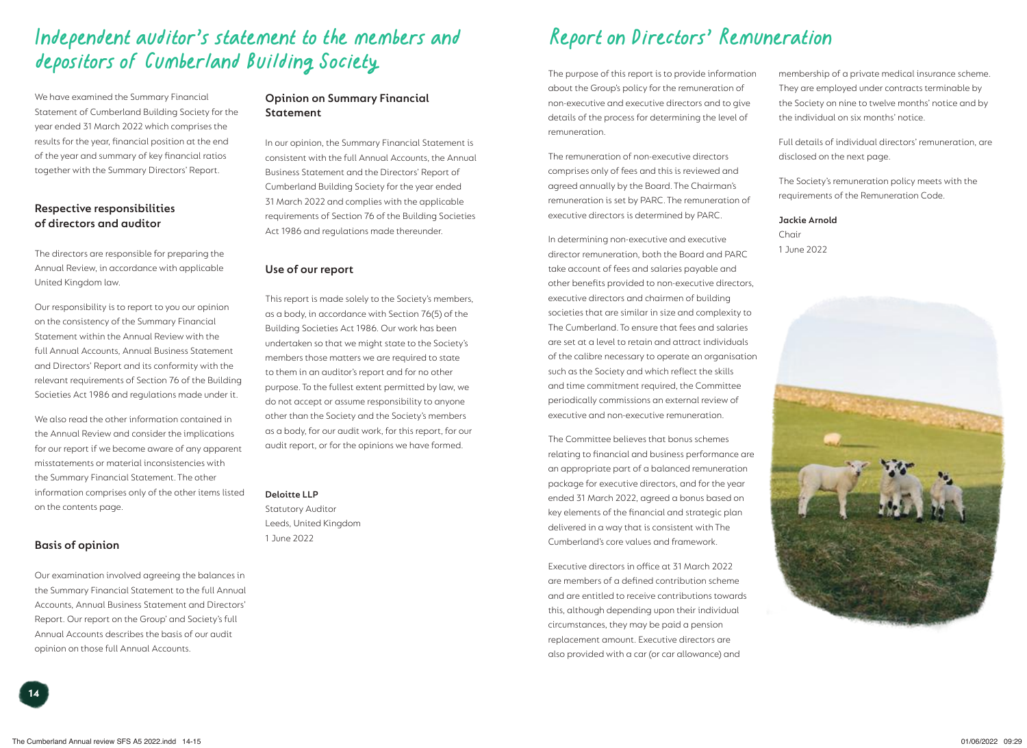# Independent auditor's statement to the members and depositors of Cumberland Building Society

We have examined the Summary Financial Statement of Cumberland Building Society for the year ended 31 March 2022 which comprises the results for the year, financial position at the end of the year and summary of key financial ratios together with the Summary Directors' Report.

## Respective responsibilities of directors and auditor

The directors are responsible for preparing the Annual Review, in accordance with applicable United Kingdom law.

Our responsibility is to report to you our opinion on the consistency of the Summary Financial Statement within the Annual Review with the full Annual Accounts, Annual Business Statement and Directors' Report and its conformity with the relevant requirements of Section 76 of the Building Societies Act 1986 and regulations made under it.

We also read the other information contained in the Annual Review and consider the implications for our report if we become aware of any apparent misstatements or material inconsistencies with the Summary Financial Statement. The other information comprises only of the other items listed on the contents page.

## Basis of opinion

Our examination involved agreeing the balances in the Summary Financial Statement to the full Annual Accounts, Annual Business Statement and Directors' Report. Our report on the Group' and Society's full Annual Accounts describes the basis of our audit opinion on those full Annual Accounts.

## Opinion on Summary Financial Statement

In our opinion, the Summary Financial Statement is consistent with the full Annual Accounts, the Annual Business Statement and the Directors' Report of Cumberland Building Society for the year ended 31 March 2022 and complies with the applicable requirements of Section 76 of the Building Societies Act 1986 and regulations made thereunder.

## Use of our report

This report is made solely to the Society's members, as a body, in accordance with Section 76(5) of the Building Societies Act 1986. Our work has been undertaken so that we might state to the Society's members those matters we are required to state to them in an auditor's report and for no other purpose. To the fullest extent permitted by law, we do not accept or assume responsibility to anyone other than the Society and the Society's members as a body, for our audit work, for this report, for our audit report, or for the opinions we have formed.

**Deloitte LLP**
Statutory Auditor
Leeds, United Kingdom
1 June 2022

# Report on Directors' Remuneration

The purpose of this report is to provide information about the Group's policy for the remuneration of non-executive and executive directors and to give details of the process for determining the level of remuneration.

The remuneration of non-executive directors comprises only of fees and this is reviewed and agreed annually by the Board. The Chairman's remuneration is set by PARC. The remuneration of executive directors is determined by PARC.

In determining non-executive and executive director remuneration, both the Board and PARC take account of fees and salaries payable and other benefits provided to non-executive directors, executive directors and chairmen of building societies that are similar in size and complexity to The Cumberland. To ensure that fees and salaries are set at a level to retain and attract individuals of the calibre necessary to operate an organisation such as the Society and which reflect the skills and time commitment required, the Committee periodically commissions an external review of executive and non-executive remuneration.

The Committee believes that bonus schemes relating to financial and business performance are an appropriate part of a balanced remuneration package for executive directors, and for the year ended 31 March 2022, agreed a bonus based on key elements of the financial and strategic plan delivered in a way that is consistent with The Cumberland's core values and framework.

Executive directors in office at 31 March 2022 are members of a defined contribution scheme and are entitled to receive contributions towards this, although depending upon their individual circumstances, they may be paid a pension replacement amount. Executive directors are also provided with a car (or car allowance) and membership of a private medical insurance scheme. They are employed under contracts terminable by the Society on nine to twelve months' notice and by the individual on six months' notice.

Full details of individual directors' remuneration, are disclosed on the next page.

The Society's remuneration policy meets with the requirements of the Remuneration Code.

**Jackie Arnold**
Chair
1 June 2022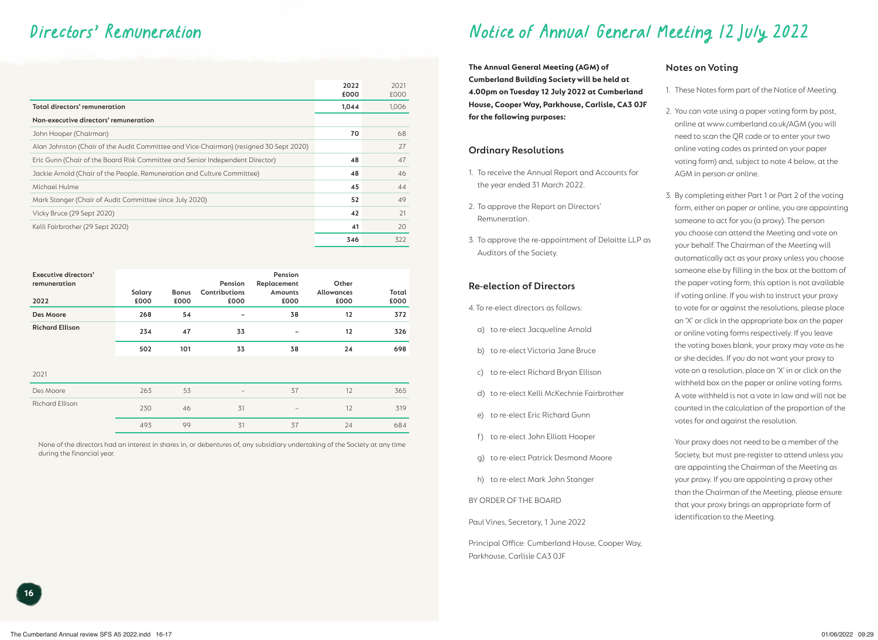# Directors' Remuneration

| | 2022 £000 | 2021 £000 |
|---|---|---|
| **Total directors' remuneration** | **1,044** | 1,006 |
| **Non-executive directors' remuneration** | | |
| John Hooper (Chairman) | **70** | 68 |
| Alan Johnston (Chair of the Audit Committee and Vice-Chairman) (resigned 30 Sept 2020) | | 27 |
| Eric Gunn (Chair of the Board Risk Committee and Senior Independent Director) | **48** | 47 |
| Jackie Arnold (Chair of the People, Remuneration and Culture Committee) | **48** | 46 |
| Michael Hulme | **45** | 44 |
| Mark Stanger (Chair of Audit Committee since July 2020) | **52** | 49 |
| Vicky Bruce (29 Sept 2020) | **42** | 21 |
| Kelli Fairbrother (29 Sept 2020) | **41** | 20 |
| | **346** | 322 |

| Executive directors' remuneration 2022 | Salary £000 | Bonus £000 | Pension Contributions £000 | Pension Replacement Amounts £000 | Other Allowances £000 | Total £000 |
|---|---|---|---|---|---|---|
| **Des Moore** | **268** | **54** | – | **38** | **12** | **372** |
| **Richard Ellison** | **234** | **47** | **33** | – | **12** | **326** |
| | **502** | **101** | **33** | **38** | **24** | **698** |
| 2021 | | | | | | |
| Des Moore | 263 | 53 | – | 37 | 12 | 365 |
| Richard Ellison | 230 | 46 | 31 | – | 12 | 319 |
| | 493 | 99 | 31 | 37 | 24 | 684 |

None of the directors had an interest in shares in, or debentures of, any subsidiary undertaking of the Society at any time during the financial year.

# Notice of Annual General Meeting 12 July 2022

**The Annual General Meeting (AGM) of Cumberland Building Society will be held at 4.00pm on Tuesday 12 July 2022 at Cumberland House, Cooper Way, Parkhouse, Carlisle, CA3 0JF for the following purposes:**

## Ordinary Resolutions

1. To receive the Annual Report and Accounts for the year ended 31 March 2022.
2. To approve the Report on Directors' Remuneration.
3. To approve the re-appointment of Deloitte LLP as Auditors of the Society.

## Re-election of Directors

4. To re-elect directors as follows:

a) to re-elect Jacqueline Arnold

b) to re-elect Victoria Jane Bruce

c) to re-elect Richard Bryan Ellison

d) to re-elect Kelli McKechnie Fairbrother

e) to re-elect Eric Richard Gunn

f) to re-elect John Elliott Hooper

g) to re-elect Patrick Desmond Moore

h) to re-elect Mark John Stanger

BY ORDER OF THE BOARD

Paul Vines, Secretary, 1 June 2022

Principal Office: Cumberland House, Cooper Way, Parkhouse, Carlisle CA3 0JF

## Notes on Voting

1. These Notes form part of the Notice of Meeting.
2. You can vote using a paper voting form by post, online at www.cumberland.co.uk/AGM (you will need to scan the QR code or to enter your two online voting codes as printed on your paper voting form) and, subject to note 4 below, at the AGM in person or online.
3. By completing either Part 1 or Part 2 of the voting form, either on paper or online, you are appointing someone to act for you (a proxy). The person you choose can attend the Meeting and vote on your behalf. The Chairman of the Meeting will automatically act as your proxy unless you choose someone else by filling in the box at the bottom of the paper voting form; this option is not available if voting online. If you wish to instruct your proxy to vote for or against the resolutions, please place an 'X' or click in the appropriate box on the paper or online voting forms respectively. If you leave the voting boxes blank, your proxy may vote as he or she decides. If you do not want your proxy to vote on a resolution, place an 'X' in or click on the withheld box on the paper or online voting forms. A vote withheld is not a vote in law and will not be counted in the calculation of the proportion of the votes for and against the resolution.

   Your proxy does not need to be a member of the Society, but must pre-register to attend unless you are appointing the Chairman of the Meeting as your proxy. If you are appointing a proxy other than the Chairman of the Meeting, please ensure that your proxy brings an appropriate form of identification to the Meeting.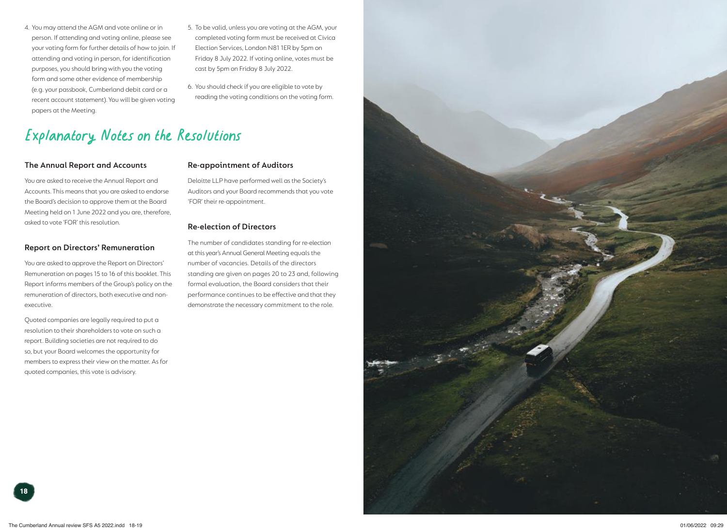4. You may attend the AGM and vote online or in person. If attending and voting online, please see your voting form for further details of how to join. If attending and voting in person, for identification purposes, you should bring with you the voting form and some other evidence of membership (e.g. your passbook, Cumberland debit card or a recent account statement). You will be given voting papers at the Meeting.
5. To be valid, unless you are voting at the AGM, your completed voting form must be received at Civica Election Services, London N81 1ER by 5pm on Friday 8 July 2022. If voting online, votes must be cast by 5pm on Friday 8 July 2022.
6. You should check if you are eligible to vote by reading the voting conditions on the voting form.

# Explanatory Notes on the Resolutions

### The Annual Report and Accounts

You are asked to receive the Annual Report and Accounts. This means that you are asked to endorse the Board's decision to approve them at the Board Meeting held on 1 June 2022 and you are, therefore, asked to vote 'FOR' this resolution.

### Report on Directors' Remuneration

You are asked to approve the Report on Directors' Remuneration on pages 15 to 16 of this booklet. This Report informs members of the Group's policy on the remuneration of directors, both executive and non-executive.

Quoted companies are legally required to put a resolution to their shareholders to vote on such a report. Building societies are not required to do so, but your Board welcomes the opportunity for members to express their view on the matter. As for quoted companies, this vote is advisory.

### Re-appointment of Auditors

Deloitte LLP have performed well as the Society's Auditors and your Board recommends that you vote 'FOR' their re-appointment.

### Re-election of Directors

The number of candidates standing for re-election at this year's Annual General Meeting equals the number of vacancies. Details of the directors standing are given on pages 20 to 23 and, following formal evaluation, the Board considers that their performance continues to be effective and that they demonstrate the necessary commitment to the role.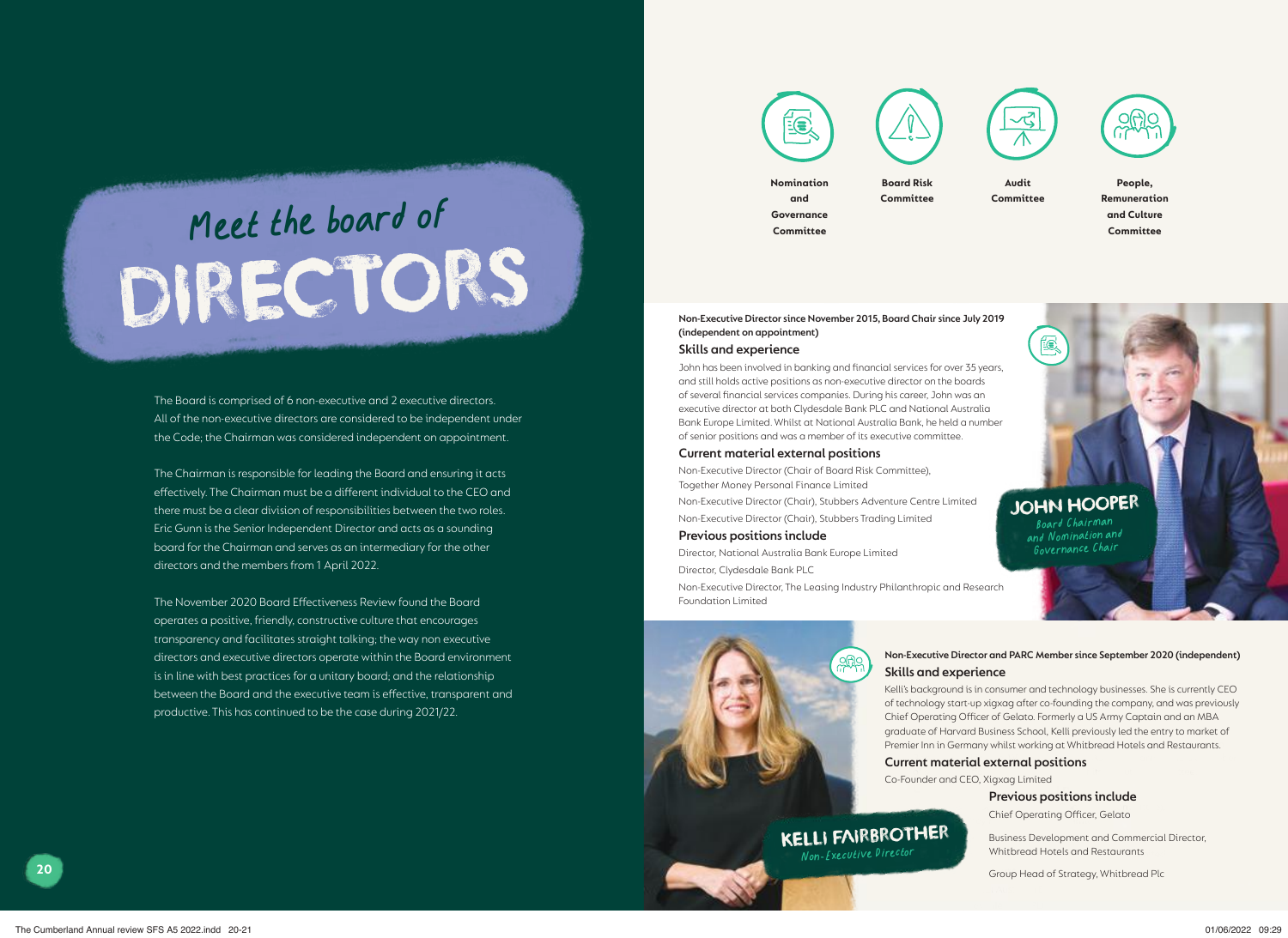# Meet the board of DIRECTORS

The Board is comprised of 6 non-executive and 2 executive directors. All of the non-executive directors are considered to be independent under the Code; the Chairman was considered independent on appointment.

The Chairman is responsible for leading the Board and ensuring it acts effectively. The Chairman must be a different individual to the CEO and there must be a clear division of responsibilities between the two roles. Eric Gunn is the Senior Independent Director and acts as a sounding board for the Chairman and serves as an intermediary for the other directors and the members from 1 April 2022.

The November 2020 Board Effectiveness Review found the Board operates a positive, friendly, constructive culture that encourages transparency and facilitates straight talking; the way non executive directors and executive directors operate within the Board environment is in line with best practices for a unitary board; and the relationship between the Board and the executive team is effective, transparent and productive. This has continued to be the case during 2021/22.

Nomination and Governance Committee | Board Risk Committee | Audit Committee | People, Remuneration and Culture Committee

## JOHN HOOPER

*Board Chairman and Nomination and Governance Chair*

**Non-Executive Director since November 2015, Board Chair since July 2019 (independent on appointment)**

### Skills and experience

John has been involved in banking and financial services for over 35 years, and still holds active positions as non-executive director on the boards of several financial services companies. During his career, John was an executive director at both Clydesdale Bank PLC and National Australia Bank Europe Limited. Whilst at National Australia Bank, he held a number of senior positions and was a member of its executive committee.

### Current material external positions

Non-Executive Director (Chair of Board Risk Committee), Together Money Personal Finance Limited

Non-Executive Director (Chair), Stubbers Adventure Centre Limited

Non-Executive Director (Chair), Stubbers Trading Limited

### Previous positions include

Director, National Australia Bank Europe Limited

Director, Clydesdale Bank PLC

Non-Executive Director, The Leasing Industry Philanthropic and Research Foundation Limited

## KELLI FAIRBROTHER

*Non-Executive Director*

**Non-Executive Director and PARC Member since September 2020 (independent)**

### Skills and experience

Kelli's background is in consumer and technology businesses. She is currently CEO of technology start-up xigxag after co-founding the company, and was previously Chief Operating Officer of Gelato. Formerly a US Army Captain and an MBA graduate of Harvard Business School, Kelli previously led the entry to market of Premier Inn in Germany whilst working at Whitbread Hotels and Restaurants.

### Current material external positions

Co-Founder and CEO, Xigxag Limited

### Previous positions include

Chief Operating Officer, Gelato

Business Development and Commercial Director, Whitbread Hotels and Restaurants

Group Head of Strategy, Whitbread Plc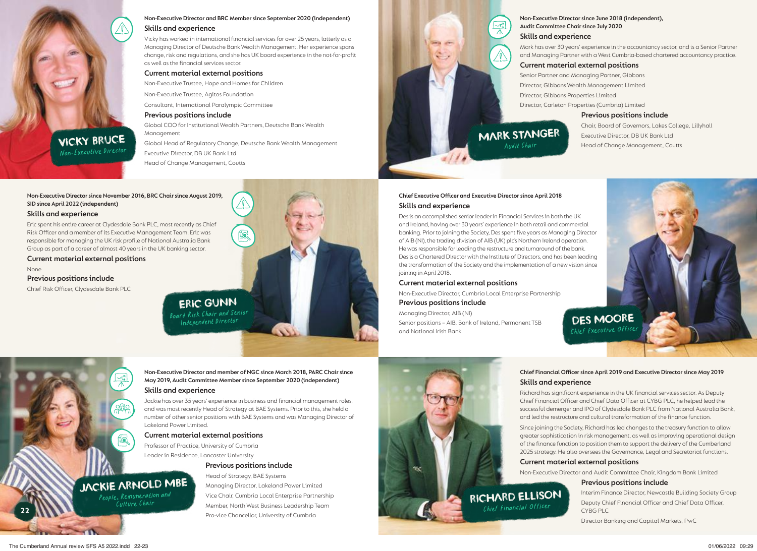## VICKY BRUCE
*Non-Executive Director*

**Non-Executive Director and BRC Member since September 2020 (independent)**

### Skills and experience

Vicky has worked in international financial services for over 25 years, latterly as a Managing Director of Deutsche Bank Wealth Management. Her experience spans change, risk and regulations, and she has UK board experience in the not-for-profit as well as the financial services sector.

### Current material external positions

Non-Executive Trustee, Hope and Homes for Children

Non-Executive Trustee, Agitos Foundation

Consultant, International Paralympic Committee

### Previous positions include

Global COO for Institutional Wealth Partners, Deutsche Bank Wealth Management

Global Head of Regulatory Change, Deutsche Bank Wealth Management

Executive Director, DB UK Bank Ltd

Head of Change Management, Coutts

## MARK STANGER
*Audit Chair*

**Non-Executive Director since June 2018 (independent), Audit Committee Chair since July 2020**

### Skills and experience

Mark has over 30 years' experience in the accountancy sector, and is a Senior Partner and Managing Partner with a West Cumbria-based chartered accountancy practice.

### Current material external positions

Senior Partner and Managing Partner, Gibbons

Director, Gibbons Wealth Management Limited

Director, Gibbons Properties Limited

Director, Carleton Properties (Cumbria) Limited

### Previous positions include

Chair, Board of Governors, Lakes College, Lillyhall

Executive Director, DB UK Bank Ltd

Head of Change Management, Coutts

## ERIC GUNN
*Board Risk Chair and Senior Independent Director*

**Non-Executive Director since November 2016, BRC Chair since August 2019, SID since April 2022 (independent)**

### Skills and experience

Eric spent his entire career at Clydesdale Bank PLC, most recently as Chief Risk Officer and a member of its Executive Management Team. Eric was responsible for managing the UK risk profile of National Australia Bank Group as part of a career of almost 40 years in the UK banking sector.

### Current material external positions

None

### Previous positions include

Chief Risk Officer, Clydesdale Bank PLC

## DES MOORE
*Chief Executive Officer*

**Chief Executive Officer and Executive Director since April 2018**

### Skills and experience

Des is an accomplished senior leader in Financial Services in both the UK and Ireland, having over 30 years' experience in both retail and commercial banking. Prior to joining the Society, Des spent five years as Managing Director of AIB (NI), the trading division of AIB (UK) plc's Northern Ireland operation. He was responsible for leading the restructure and turnaround of the bank. Des is a Chartered Director with the Institute of Directors, and has been leading the transformation of the Society and the implementation of a new vision since joining in April 2018.

### Current material external positions

Non-Executive Director, Cumbria Local Enterprise Partnership

### Previous positions include

Managing Director, AIB (NI)

Senior positions – AIB, Bank of Ireland, Permanent TSB and National Irish Bank

## JACKIE ARNOLD MBE
*People, Remuneration and Culture Chair*

**Non-Executive Director and member of NGC since March 2018, PARC Chair since May 2019, Audit Committee Member since September 2020 (independent)**

### Skills and experience

Jackie has over 35 years' experience in business and financial management roles, and was most recently Head of Strategy at BAE Systems. Prior to this, she held a number of other senior positions with BAE Systems and was Managing Director of Lakeland Power Limited.

### Current material external positions

Professor of Practice, University of Cumbria

Leader in Residence, Lancaster University

### Previous positions include

Head of Strategy, BAE Systems

Managing Director, Lakeland Power Limited

Vice Chair, Cumbria Local Enterprise Partnership

Member, North West Business Leadership Team

Pro-vice Chancellor, University of Cumbria

## RICHARD ELLISON
*Chief Financial Officer*

**Chief Financial Officer since April 2019 and Executive Director since May 2019**

### Skills and experience

Richard has significant experience in the UK financial services sector. As Deputy Chief Financial Officer and Chief Data Officer at CYBG PLC, he helped lead the successful demerger and IPO of Clydesdale Bank PLC from National Australia Bank, and led the restructure and cultural transformation of the finance function.

Since joining the Society, Richard has led changes to the treasury function to allow greater sophistication in risk management, as well as improving operational design of the finance function to position them to support the delivery of the Cumberland 2025 strategy. He also oversees the Governance, Legal and Secretariat functions.

### Current material external positions

Non-Executive Director and Audit Committee Chair, Kingdom Bank Limited

### Previous positions include

Interim Finance Director, Newcastle Building Society Group

Deputy Chief Financial Officer and Chief Data Officer, CYBG PLC

Director Banking and Capital Markets, PwC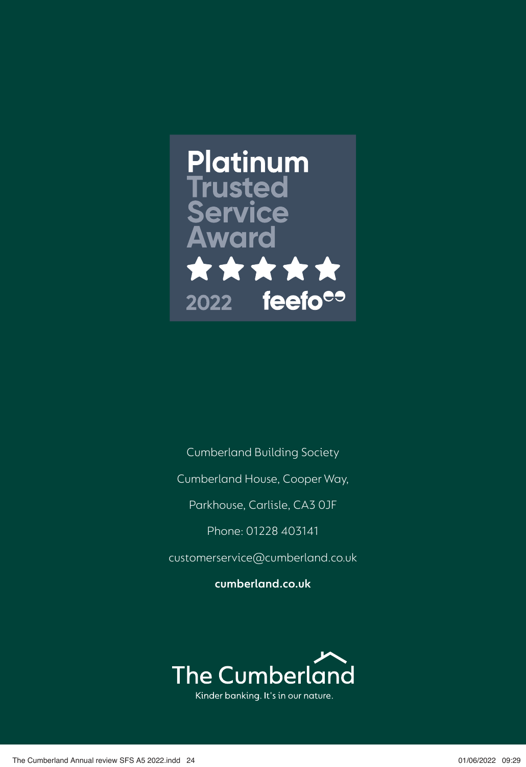Platinum Trusted Service Award

★★★★★

2022 feefo

Cumberland Building Society

Cumberland House, Cooper Way,

Parkhouse, Carlisle, CA3 0JF

Phone: 01228 403141

customerservice@cumberland.co.uk

**cumberland.co.uk**

The Cumberland

Kinder banking. It's in our nature.